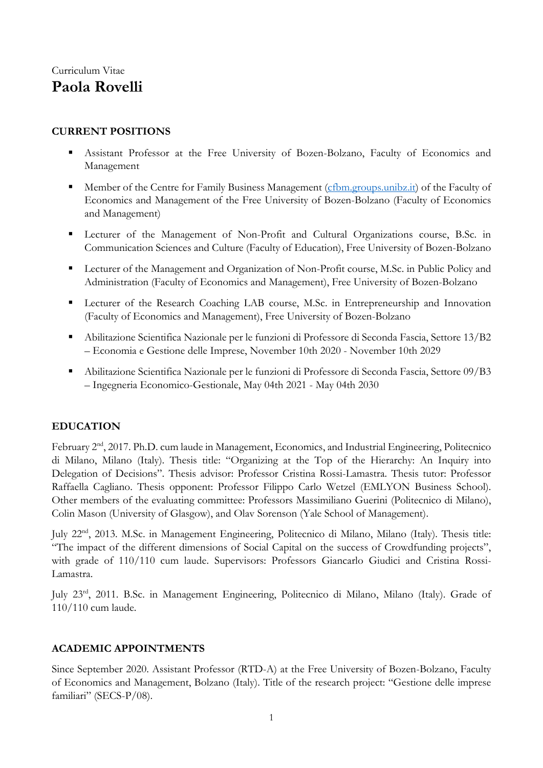Curriculum Vitae

# Paola Rovelli

## CURRENT POSITIONS

- Assistant Professor at the Free University of Bozen-Bolzano, Faculty of Economics and Management
- Member of the Centre for Family Business Management (cfbm.groups.unibz.it) of the Faculty of Economics and Management of the Free University of Bozen-Bolzano (Faculty of Economics and Management)
- Lecturer of the Management of Non-Profit and Cultural Organizations course, B.Sc. in Communication Sciences and Culture (Faculty of Education), Free University of Bozen-Bolzano
- Lecturer of the Management and Organization of Non-Profit course, M.Sc. in Public Policy and Administration (Faculty of Economics and Management), Free University of Bozen-Bolzano
- Lecturer of the Research Coaching LAB course, M.Sc. in Entrepreneurship and Innovation (Faculty of Economics and Management), Free University of Bozen-Bolzano
- Abilitazione Scientifica Nazionale per le funzioni di Professore di Seconda Fascia, Settore 13/B2 – Economia e Gestione delle Imprese, November 10th 2020 - November 10th 2029
- Abilitazione Scientifica Nazionale per le funzioni di Professore di Seconda Fascia, Settore 09/B3 – Ingegneria Economico-Gestionale, May 04th 2021 - May 04th 2030

## EDUCATION

February 2nd, 2017. Ph.D. cum laude in Management, Economics, and Industrial Engineering, Politecnico di Milano, Milano (Italy). Thesis title: "Organizing at the Top of the Hierarchy: An Inquiry into Delegation of Decisions". Thesis advisor: Professor Cristina Rossi-Lamastra. Thesis tutor: Professor Raffaella Cagliano. Thesis opponent: Professor Filippo Carlo Wetzel (EMLYON Business School). Other members of the evaluating committee: Professors Massimiliano Guerini (Politecnico di Milano), Colin Mason (University of Glasgow), and Olav Sorenson (Yale School of Management).

July 22nd, 2013. M.Sc. in Management Engineering, Politecnico di Milano, Milano (Italy). Thesis title: "The impact of the different dimensions of Social Capital on the success of Crowdfunding projects", with grade of 110/110 cum laude. Supervisors: Professors Giancarlo Giudici and Cristina Rossi-Lamastra.

July 23rd, 2011. B.Sc. in Management Engineering, Politecnico di Milano, Milano (Italy). Grade of 110/110 cum laude.

## ACADEMIC APPOINTMENTS

Since September 2020. Assistant Professor (RTD-A) at the Free University of Bozen-Bolzano, Faculty of Economics and Management, Bolzano (Italy). Title of the research project: "Gestione delle imprese familiari" (SECS-P/08).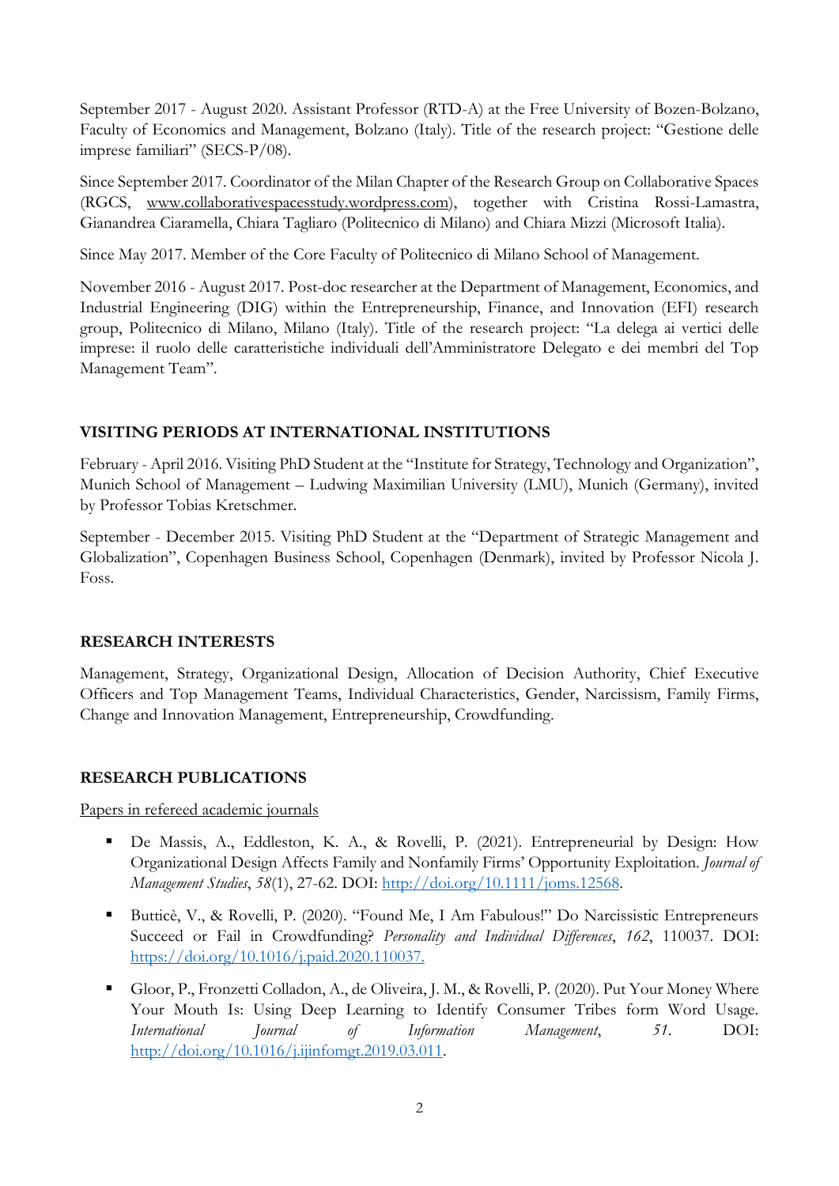September 2017 - August 2020. Assistant Professor (RTD-A) at the Free University of Bozen-Bolzano, Faculty of Economics and Management, Bolzano (Italy). Title of the research project: "Gestione delle imprese familiari" (SECS-P/08).

Since September 2017. Coordinator of the Milan Chapter of the Research Group on Collaborative Spaces (RGCS, www.collaborativespacesstudy.wordpress.com), together with Cristina Rossi-Lamastra, Gianandrea Ciaramella, Chiara Tagliaro (Politecnico di Milano) and Chiara Mizzi (Microsoft Italia).

Since May 2017. Member of the Core Faculty of Politecnico di Milano School of Management.

November 2016 - August 2017. Post-doc researcher at the Department of Management, Economics, and Industrial Engineering (DIG) within the Entrepreneurship, Finance, and Innovation (EFI) research group, Politecnico di Milano, Milano (Italy). Title of the research project: "La delega ai vertici delle imprese: il ruolo delle caratteristiche individuali dell'Amministratore Delegato e dei membri del Top Management Team".

## VISITING PERIODS AT INTERNATIONAL INSTITUTIONS

February - April 2016. Visiting PhD Student at the "Institute for Strategy, Technology and Organization", Munich School of Management – Ludwing Maximilian University (LMU), Munich (Germany), invited by Professor Tobias Kretschmer.

September - December 2015. Visiting PhD Student at the "Department of Strategic Management and Globalization", Copenhagen Business School, Copenhagen (Denmark), invited by Professor Nicola J. Foss.

## RESEARCH INTERESTS

Management, Strategy, Organizational Design, Allocation of Decision Authority, Chief Executive Officers and Top Management Teams, Individual Characteristics, Gender, Narcissism, Family Firms, Change and Innovation Management, Entrepreneurship, Crowdfunding.

## RESEARCH PUBLICATIONS

Papers in refereed academic journals

- De Massis, A., Eddleston, K. A., & Rovelli, P. (2021). Entrepreneurial by Design: How Organizational Design Affects Family and Nonfamily Firms' Opportunity Exploitation. *Journal of Management Studies*, *58*(1), 27-62. DOI: http://doi.org/10.1111/joms.12568.
- Butticè, V., & Rovelli, P. (2020). "Found Me, I Am Fabulous!" Do Narcissistic Entrepreneurs Succeed or Fail in Crowdfunding? *Personality and Individual Differences*, *162*, 110037. DOI: https://doi.org/10.1016/j.paid.2020.110037.
- Gloor, P., Fronzetti Colladon, A., de Oliveira, J. M., & Rovelli, P. (2020). Put Your Money Where Your Mouth Is: Using Deep Learning to Identify Consumer Tribes form Word Usage. *International Journal of Information Management*, *51*. DOI: http://doi.org/10.1016/j.ijinfomgt.2019.03.011.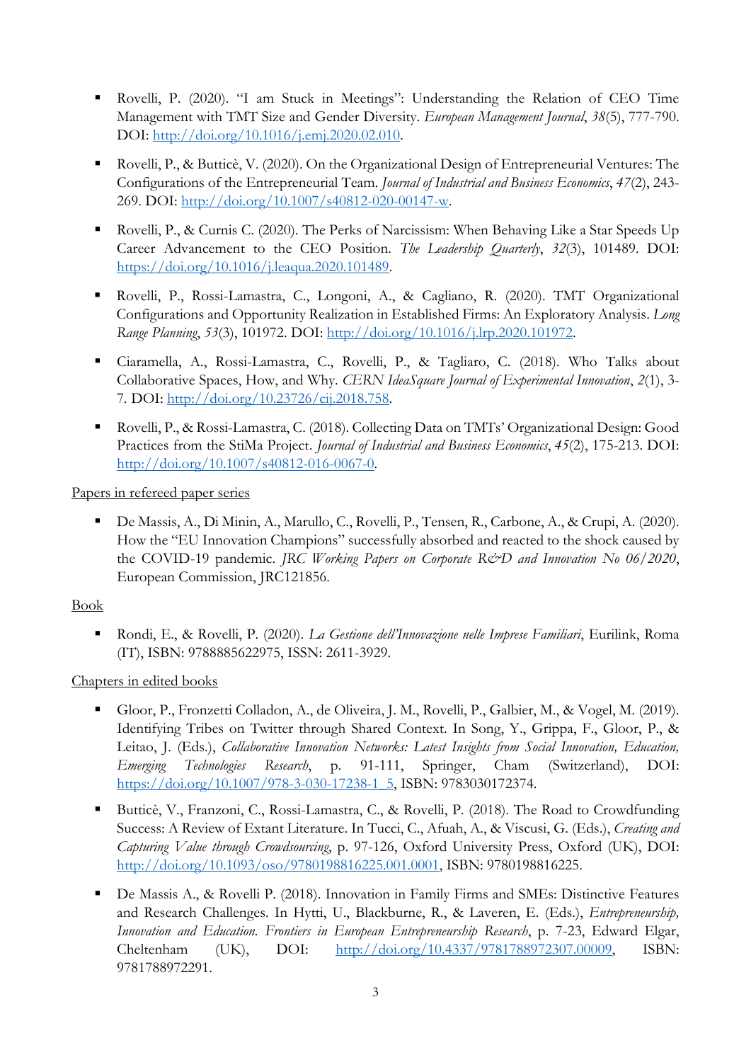- Rovelli, P. (2020). "I am Stuck in Meetings": Understanding the Relation of CEO Time Management with TMT Size and Gender Diversity. *European Management Journal*, *38*(5), 777-790. DOI: http://doi.org/10.1016/j.emj.2020.02.010.

- Rovelli, P., & Butticè, V. (2020). On the Organizational Design of Entrepreneurial Ventures: The Configurations of the Entrepreneurial Team. *Journal of Industrial and Business Economics*, *47*(2), 243-269. DOI: http://doi.org/10.1007/s40812-020-00147-w.

- Rovelli, P., & Curnis C. (2020). The Perks of Narcissism: When Behaving Like a Star Speeds Up Career Advancement to the CEO Position. *The Leadership Quarterly*, *32*(3), 101489. DOI: https://doi.org/10.1016/j.leaqua.2020.101489.

- Rovelli, P., Rossi-Lamastra, C., Longoni, A., & Cagliano, R. (2020). TMT Organizational Configurations and Opportunity Realization in Established Firms: An Exploratory Analysis. *Long Range Planning*, *53*(3), 101972. DOI: http://doi.org/10.1016/j.lrp.2020.101972.

- Ciaramella, A., Rossi-Lamastra, C., Rovelli, P., & Tagliaro, C. (2018). Who Talks about Collaborative Spaces, How, and Why. *CERN IdeaSquare Journal of Experimental Innovation*, *2*(1), 3-7. DOI: http://doi.org/10.23726/cij.2018.758.

- Rovelli, P., & Rossi-Lamastra, C. (2018). Collecting Data on TMTs' Organizational Design: Good Practices from the StiMa Project. *Journal of Industrial and Business Economics*, *45*(2), 175-213. DOI: http://doi.org/10.1007/s40812-016-0067-0.

<u>Papers in refereed paper series</u>

- De Massis, A., Di Minin, A., Marullo, C., Rovelli, P., Tensen, R., Carbone, A., & Crupi, A. (2020). How the "EU Innovation Champions" successfully absorbed and reacted to the shock caused by the COVID-19 pandemic. *JRC Working Papers on Corporate R&D and Innovation No 06/2020*, European Commission, JRC121856.

<u>Book</u>

- Rondi, E., & Rovelli, P. (2020). *La Gestione dell'Innovazione nelle Imprese Familiari*, Eurilink, Roma (IT), ISBN: 9788885622975, ISSN: 2611-3929.

<u>Chapters in edited books</u>

- Gloor, P., Fronzetti Colladon, A., de Oliveira, J. M., Rovelli, P., Galbier, M., & Vogel, M. (2019). Identifying Tribes on Twitter through Shared Context. In Song, Y., Grippa, F., Gloor, P., & Leitao, J. (Eds.), *Collaborative Innovation Networks: Latest Insights from Social Innovation, Education, Emerging Technologies Research*, p. 91-111, Springer, Cham (Switzerland), DOI: https://doi.org/10.1007/978-3-030-17238-1_5, ISBN: 9783030172374.

- Butticè, V., Franzoni, C., Rossi-Lamastra, C., & Rovelli, P. (2018). The Road to Crowdfunding Success: A Review of Extant Literature. In Tucci, C., Afuah, A., & Viscusi, G. (Eds.), *Creating and Capturing Value through Crowdsourcing*, p. 97-126, Oxford University Press, Oxford (UK), DOI: http://doi.org/10.1093/oso/9780198816225.001.0001, ISBN: 9780198816225.

- De Massis A., & Rovelli P. (2018). Innovation in Family Firms and SMEs: Distinctive Features and Research Challenges. In Hytti, U., Blackburne, R., & Laveren, E. (Eds.), *Entrepreneurship, Innovation and Education. Frontiers in European Entrepreneurship Research*, p. 7-23, Edward Elgar, Cheltenham (UK), DOI: http://doi.org/10.4337/9781788972307.00009, ISBN: 9781788972291.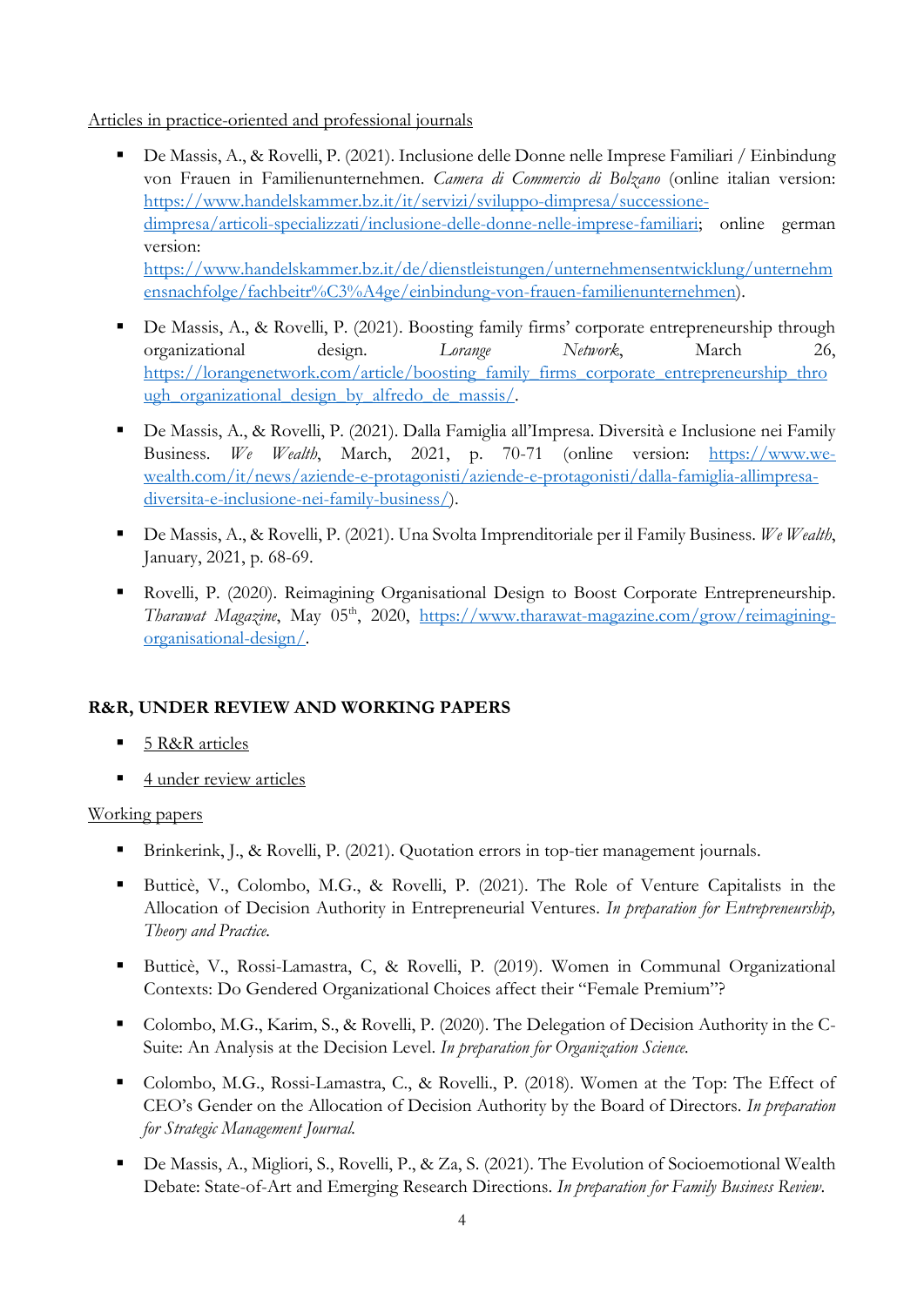Articles in practice-oriented and professional journals

- De Massis, A., & Rovelli, P. (2021). Inclusione delle Donne nelle Imprese Familiari / Einbindung von Frauen in Familienunternehmen. *Camera di Commercio di Bolzano* (online italian version: https://www.handelskammer.bz.it/it/servizi/sviluppo-dimpresa/successione-dimpresa/articoli-specializzati/inclusione-delle-donne-nelle-imprese-familiari; online german version: https://www.handelskammer.bz.it/de/dienstleistungen/unternehmensentwicklung/unternehmensnachfolge/fachbeitr%C3%A4ge/einbindung-von-frauen-familienunternehmen).
- De Massis, A., & Rovelli, P. (2021). Boosting family firms' corporate entrepreneurship through organizational design. *Lorange Network*, March 26, https://lorangenetwork.com/article/boosting_family_firms_corporate_entrepreneurship_through_organizational_design_by_alfredo_de_massis/.
- De Massis, A., & Rovelli, P. (2021). Dalla Famiglia all'Impresa. Diversità e Inclusione nei Family Business. *We Wealth*, March, 2021, p. 70-71 (online version: https://www.we-wealth.com/it/news/aziende-e-protagonisti/aziende-e-protagonisti/dalla-famiglia-allimpresa-diversita-e-inclusione-nei-family-business/).
- De Massis, A., & Rovelli, P. (2021). Una Svolta Imprenditoriale per il Family Business. *We Wealth*, January, 2021, p. 68-69.
- Rovelli, P. (2020). Reimagining Organisational Design to Boost Corporate Entrepreneurship. *Tharawat Magazine*, May 05th, 2020, https://www.tharawat-magazine.com/grow/reimagining-organisational-design/.

## R&R, UNDER REVIEW AND WORKING PAPERS

- 5 R&R articles
- 4 under review articles

Working papers

- Brinkerink, J., & Rovelli, P. (2021). Quotation errors in top-tier management journals.
- Butticè, V., Colombo, M.G., & Rovelli, P. (2021). The Role of Venture Capitalists in the Allocation of Decision Authority in Entrepreneurial Ventures. *In preparation for Entrepreneurship, Theory and Practice.*
- Butticè, V., Rossi-Lamastra, C, & Rovelli, P. (2019). Women in Communal Organizational Contexts: Do Gendered Organizational Choices affect their "Female Premium"?
- Colombo, M.G., Karim, S., & Rovelli, P. (2020). The Delegation of Decision Authority in the C-Suite: An Analysis at the Decision Level. *In preparation for Organization Science.*
- Colombo, M.G., Rossi-Lamastra, C., & Rovelli., P. (2018). Women at the Top: The Effect of CEO's Gender on the Allocation of Decision Authority by the Board of Directors. *In preparation for Strategic Management Journal.*
- De Massis, A., Migliori, S., Rovelli, P., & Za, S. (2021). The Evolution of Socioemotional Wealth Debate: State-of-Art and Emerging Research Directions. *In preparation for Family Business Review.*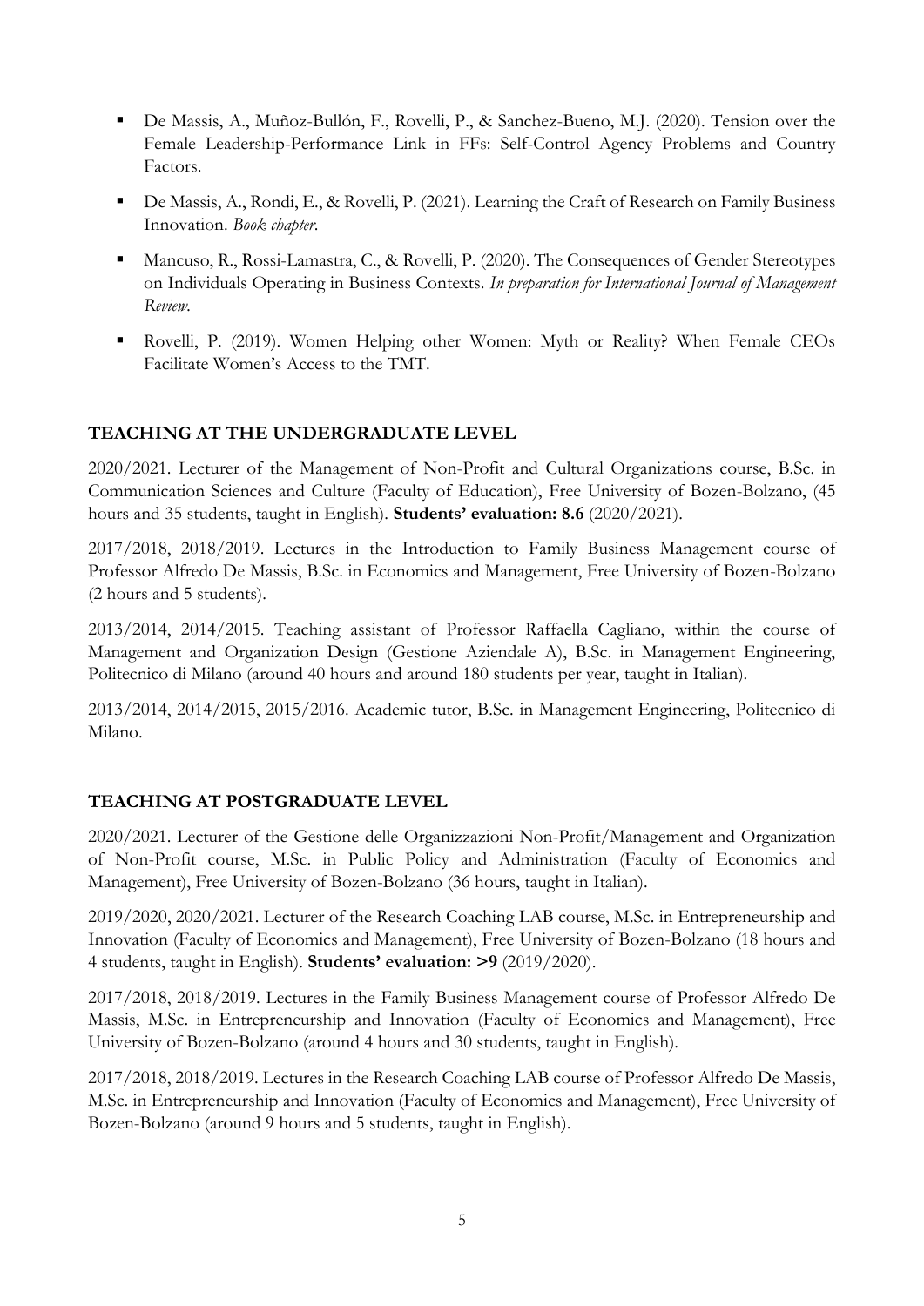- De Massis, A., Muñoz-Bullón, F., Rovelli, P., & Sanchez-Bueno, M.J. (2020). Tension over the Female Leadership-Performance Link in FFs: Self-Control Agency Problems and Country Factors.
- De Massis, A., Rondi, E., & Rovelli, P. (2021). Learning the Craft of Research on Family Business Innovation. *Book chapter.*
- Mancuso, R., Rossi-Lamastra, C., & Rovelli, P. (2020). The Consequences of Gender Stereotypes on Individuals Operating in Business Contexts. *In preparation for International Journal of Management Review.*
- Rovelli, P. (2019). Women Helping other Women: Myth or Reality? When Female CEOs Facilitate Women's Access to the TMT.

## TEACHING AT THE UNDERGRADUATE LEVEL

2020/2021. Lecturer of the Management of Non-Profit and Cultural Organizations course, B.Sc. in Communication Sciences and Culture (Faculty of Education), Free University of Bozen-Bolzano, (45 hours and 35 students, taught in English). **Students' evaluation: 8.6** (2020/2021).

2017/2018, 2018/2019. Lectures in the Introduction to Family Business Management course of Professor Alfredo De Massis, B.Sc. in Economics and Management, Free University of Bozen-Bolzano (2 hours and 5 students).

2013/2014, 2014/2015. Teaching assistant of Professor Raffaella Cagliano, within the course of Management and Organization Design (Gestione Aziendale A), B.Sc. in Management Engineering, Politecnico di Milano (around 40 hours and around 180 students per year, taught in Italian).

2013/2014, 2014/2015, 2015/2016. Academic tutor, B.Sc. in Management Engineering, Politecnico di Milano.

## TEACHING AT POSTGRADUATE LEVEL

2020/2021. Lecturer of the Gestione delle Organizzazioni Non-Profit/Management and Organization of Non-Profit course, M.Sc. in Public Policy and Administration (Faculty of Economics and Management), Free University of Bozen-Bolzano (36 hours, taught in Italian).

2019/2020, 2020/2021. Lecturer of the Research Coaching LAB course, M.Sc. in Entrepreneurship and Innovation (Faculty of Economics and Management), Free University of Bozen-Bolzano (18 hours and 4 students, taught in English). **Students' evaluation: >9** (2019/2020).

2017/2018, 2018/2019. Lectures in the Family Business Management course of Professor Alfredo De Massis, M.Sc. in Entrepreneurship and Innovation (Faculty of Economics and Management), Free University of Bozen-Bolzano (around 4 hours and 30 students, taught in English).

2017/2018, 2018/2019. Lectures in the Research Coaching LAB course of Professor Alfredo De Massis, M.Sc. in Entrepreneurship and Innovation (Faculty of Economics and Management), Free University of Bozen-Bolzano (around 9 hours and 5 students, taught in English).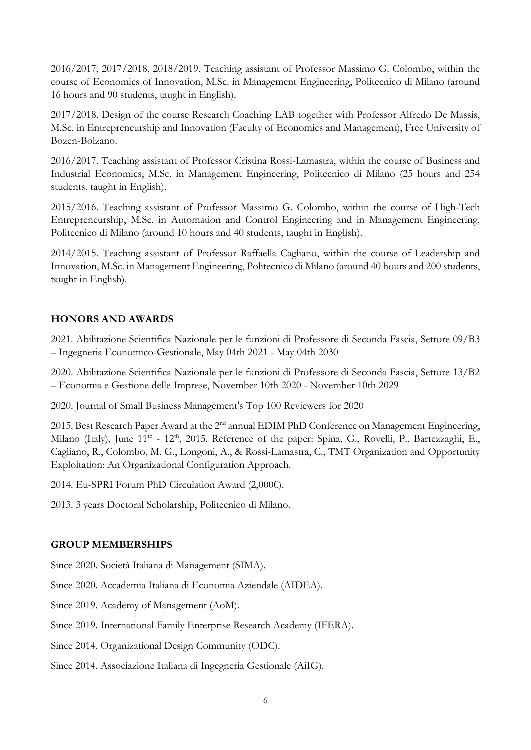2016/2017, 2017/2018, 2018/2019. Teaching assistant of Professor Massimo G. Colombo, within the course of Economics of Innovation, M.Sc. in Management Engineering, Politecnico di Milano (around 16 hours and 90 students, taught in English).

2017/2018. Design of the course Research Coaching LAB together with Professor Alfredo De Massis, M.Sc. in Entrepreneurship and Innovation (Faculty of Economics and Management), Free University of Bozen-Bolzano.

2016/2017. Teaching assistant of Professor Cristina Rossi-Lamastra, within the course of Business and Industrial Economics, M.Sc. in Management Engineering, Politecnico di Milano (25 hours and 254 students, taught in English).

2015/2016. Teaching assistant of Professor Massimo G. Colombo, within the course of High-Tech Entrepreneurship, M.Sc. in Automation and Control Engineering and in Management Engineering, Politecnico di Milano (around 10 hours and 40 students, taught in English).

2014/2015. Teaching assistant of Professor Raffaella Cagliano, within the course of Leadership and Innovation, M.Sc. in Management Engineering, Politecnico di Milano (around 40 hours and 200 students, taught in English).

## HONORS AND AWARDS

2021. Abilitazione Scientifica Nazionale per le funzioni di Professore di Seconda Fascia, Settore 09/B3 – Ingegneria Economico-Gestionale, May 04th 2021 - May 04th 2030

2020. Abilitazione Scientifica Nazionale per le funzioni di Professore di Seconda Fascia, Settore 13/B2 – Economia e Gestione delle Imprese, November 10th 2020 - November 10th 2029

2020. Journal of Small Business Management's Top 100 Reviewers for 2020

2015. Best Research Paper Award at the 2nd annual EDIM PhD Conference on Management Engineering, Milano (Italy), June 11th - 12th, 2015. Reference of the paper: Spina, G., Rovelli, P., Bartezzaghi, E., Cagliano, R., Colombo, M. G., Longoni, A., & Rossi-Lamastra, C., TMT Organization and Opportunity Exploitation: An Organizational Configuration Approach.

2014. Eu-SPRI Forum PhD Circulation Award (2,000€).

2013. 3 years Doctoral Scholarship, Politecnico di Milano.

## GROUP MEMBERSHIPS

Since 2020. Società Italiana di Management (SIMA).

Since 2020. Accademia Italiana di Economia Aziendale (AIDEA).

Since 2019. Academy of Management (AoM).

Since 2019. International Family Enterprise Research Academy (IFERA).

Since 2014. Organizational Design Community (ODC).

Since 2014. Associazione Italiana di Ingegneria Gestionale (AiIG).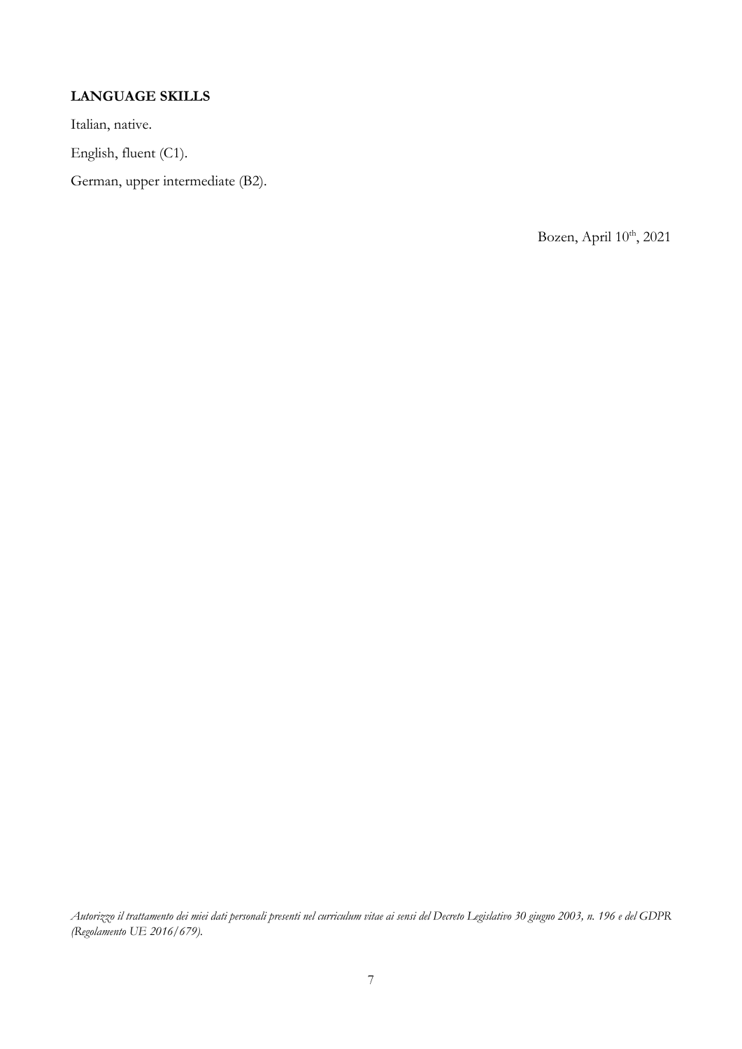**LANGUAGE SKILLS**

Italian, native.

English, fluent (C1).

German, upper intermediate (B2).

Bozen, April 10th, 2021

*Autorizzo il trattamento dei miei dati personali presenti nel curriculum vitae ai sensi del Decreto Legislativo 30 giugno 2003, n. 196 e del GDPR (Regolamento UE 2016/679).*